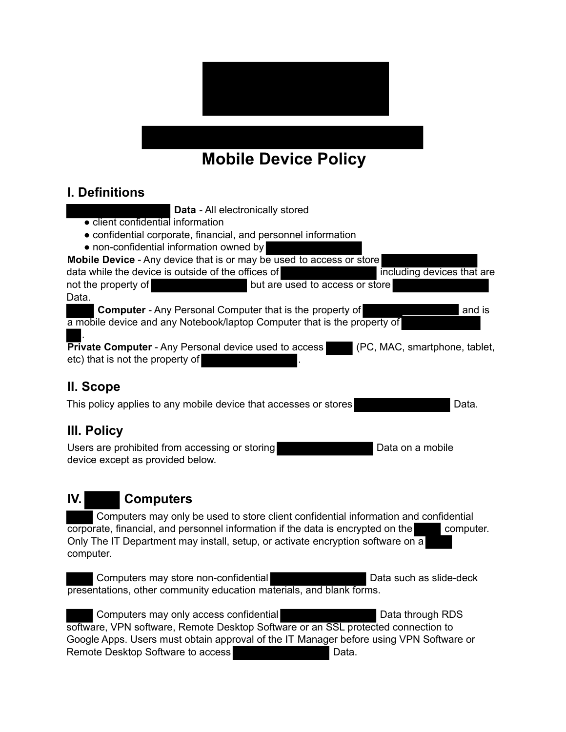# Mobile Device Policy

## I. Definitions

**Data** - All electronically stored

- client confidential information
- confidential corporate, financial, and personnel information
- non-confidential information owned by

**Mobile Device** - Any device that is or may be used to access or store data while the device is outside of the offices of including devices that are not the property of but are used to access or store Data.

**Computer** - Any Personal Computer that is the property of and is a mobile device and any Notebook/laptop Computer that is the property of .

**Private Computer** - Any Personal device used to access (PC, MAC, smartphone, tablet, etc) that is not the property of .

## II. Scope

This policy applies to any mobile device that accesses or stores Data.

## III. Policy

Users are prohibited from accessing or storing Data on a mobile device except as provided below.

## IV. Computers

Computers may only be used to store client confidential information and confidential corporate, financial, and personnel information if the data is encrypted on the computer. Only The IT Department may install, setup, or activate encryption software on a computer.

Computers may store non-confidential Data such as slide-deck presentations, other community education materials, and blank forms.

Computers may only access confidential Data through RDS software, VPN software, Remote Desktop Software or an SSL protected connection to Google Apps. Users must obtain approval of the IT Manager before using VPN Software or Remote Desktop Software to access Data.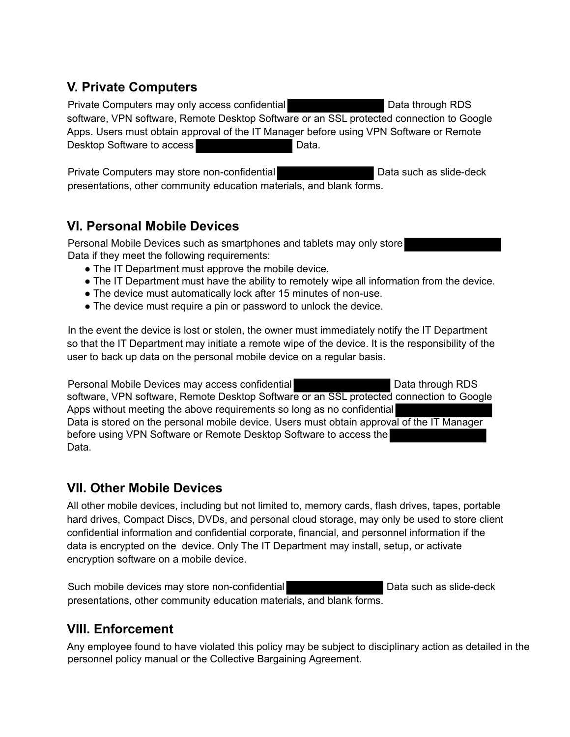## V. Private Computers

Private Computers may only access confidential ████████ Data through RDS software, VPN software, Remote Desktop Software or an SSL protected connection to Google Apps. Users must obtain approval of the IT Manager before using VPN Software or Remote Desktop Software to access ████████ Data.

Private Computers may store non-confidential ████████ Data such as slide-deck presentations, other community education materials, and blank forms.

## VI. Personal Mobile Devices

Personal Mobile Devices such as smartphones and tablets may only store ████████ Data if they meet the following requirements:

- The IT Department must approve the mobile device.
- The IT Department must have the ability to remotely wipe all information from the device.
- The device must automatically lock after 15 minutes of non-use.
- The device must require a pin or password to unlock the device.

In the event the device is lost or stolen, the owner must immediately notify the IT Department so that the IT Department may initiate a remote wipe of the device. It is the responsibility of the user to back up data on the personal mobile device on a regular basis.

Personal Mobile Devices may access confidential ████████ Data through RDS software, VPN software, Remote Desktop Software or an SSL protected connection to Google Apps without meeting the above requirements so long as no confidential ████████ Data is stored on the personal mobile device. Users must obtain approval of the IT Manager before using VPN Software or Remote Desktop Software to access the ████████ Data.

## VII. Other Mobile Devices

All other mobile devices, including but not limited to, memory cards, flash drives, tapes, portable hard drives, Compact Discs, DVDs, and personal cloud storage, may only be used to store client confidential information and confidential corporate, financial, and personnel information if the data is encrypted on the device. Only The IT Department may install, setup, or activate encryption software on a mobile device.

Such mobile devices may store non-confidential ████████ Data such as slide-deck presentations, other community education materials, and blank forms.

## VIII. Enforcement

Any employee found to have violated this policy may be subject to disciplinary action as detailed in the personnel policy manual or the Collective Bargaining Agreement.